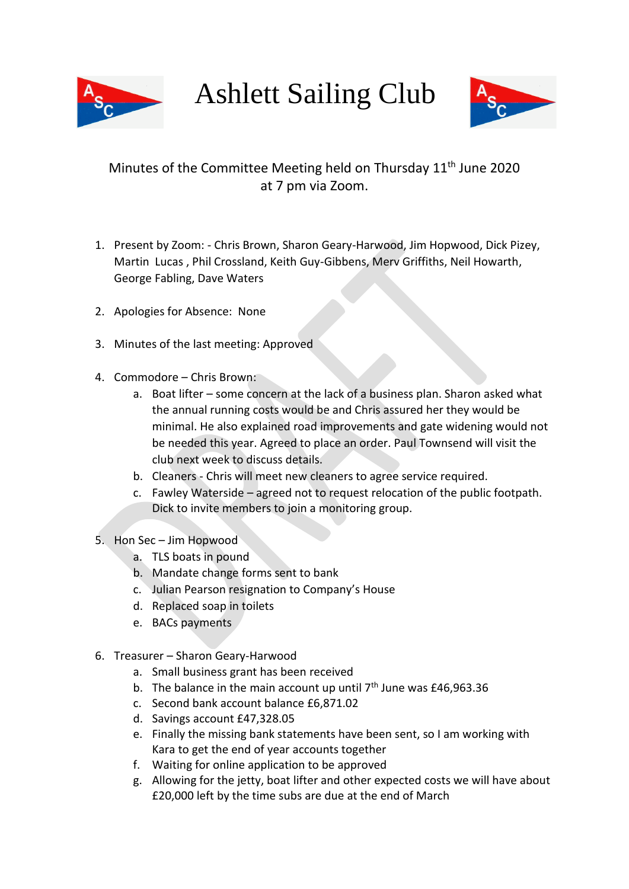# Ashlett Sailing Club

Minutes of the Committee Meeting held on Thursday 11th June 2020 at 7 pm via Zoom.

1. Present by Zoom: - Chris Brown, Sharon Geary-Harwood, Jim Hopwood, Dick Pizey, Martin Lucas , Phil Crossland, Keith Guy-Gibbens, Merv Griffiths, Neil Howarth, George Fabling, Dave Waters

2. Apologies for Absence: None

3. Minutes of the last meeting: Approved

4. Commodore – Chris Brown:
   a. Boat lifter – some concern at the lack of a business plan. Sharon asked what the annual running costs would be and Chris assured her they would be minimal. He also explained road improvements and gate widening would not be needed this year. Agreed to place an order. Paul Townsend will visit the club next week to discuss details.
   b. Cleaners - Chris will meet new cleaners to agree service required.
   c. Fawley Waterside – agreed not to request relocation of the public footpath. Dick to invite members to join a monitoring group.

5. Hon Sec – Jim Hopwood
   a. TLS boats in pound
   b. Mandate change forms sent to bank
   c. Julian Pearson resignation to Company's House
   d. Replaced soap in toilets
   e. BACs payments

6. Treasurer – Sharon Geary-Harwood
   a. Small business grant has been received
   b. The balance in the main account up until 7th June was £46,963.36
   c. Second bank account balance £6,871.02
   d. Savings account £47,328.05
   e. Finally the missing bank statements have been sent, so I am working with Kara to get the end of year accounts together
   f. Waiting for online application to be approved
   g. Allowing for the jetty, boat lifter and other expected costs we will have about £20,000 left by the time subs are due at the end of March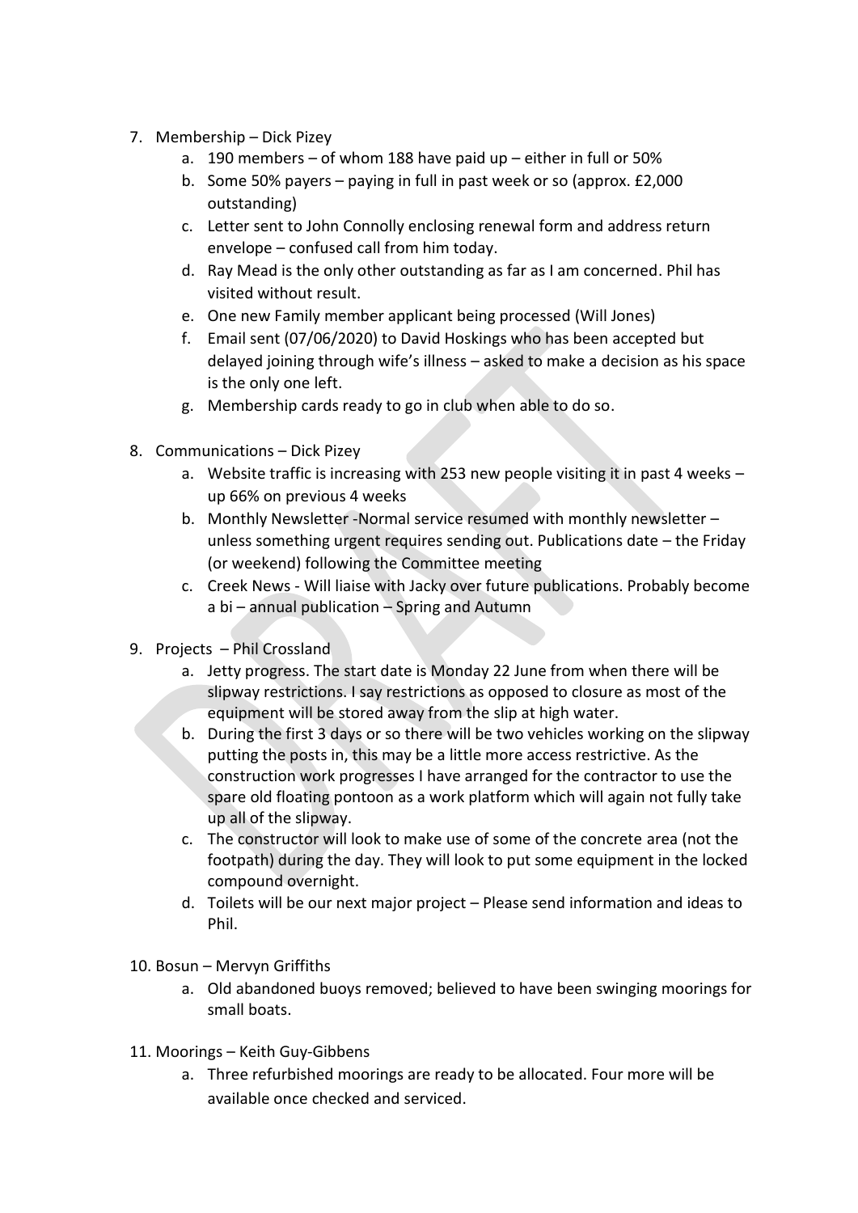7. Membership – Dick Pizey
    a. 190 members – of whom 188 have paid up – either in full or 50%
    b. Some 50% payers – paying in full in past week or so (approx. £2,000 outstanding)
    c. Letter sent to John Connolly enclosing renewal form and address return envelope – confused call from him today.
    d. Ray Mead is the only other outstanding as far as I am concerned. Phil has visited without result.
    e. One new Family member applicant being processed (Will Jones)
    f. Email sent (07/06/2020) to David Hoskings who has been accepted but delayed joining through wife's illness – asked to make a decision as his space is the only one left.
    g. Membership cards ready to go in club when able to do so.

8. Communications – Dick Pizey
    a. Website traffic is increasing with 253 new people visiting it in past 4 weeks – up 66% on previous 4 weeks
    b. Monthly Newsletter -Normal service resumed with monthly newsletter – unless something urgent requires sending out. Publications date – the Friday (or weekend) following the Committee meeting
    c. Creek News - Will liaise with Jacky over future publications. Probably become a bi – annual publication – Spring and Autumn

9. Projects – Phil Crossland
    a. Jetty progress. The start date is Monday 22 June from when there will be slipway restrictions. I say restrictions as opposed to closure as most of the equipment will be stored away from the slip at high water.
    b. During the first 3 days or so there will be two vehicles working on the slipway putting the posts in, this may be a little more access restrictive. As the construction work progresses I have arranged for the contractor to use the spare old floating pontoon as a work platform which will again not fully take up all of the slipway.
    c. The constructor will look to make use of some of the concrete area (not the footpath) during the day. They will look to put some equipment in the locked compound overnight.
    d. Toilets will be our next major project – Please send information and ideas to Phil.

10. Bosun – Mervyn Griffiths
    a. Old abandoned buoys removed; believed to have been swinging moorings for small boats.

11. Moorings – Keith Guy-Gibbens
    a. Three refurbished moorings are ready to be allocated. Four more will be available once checked and serviced.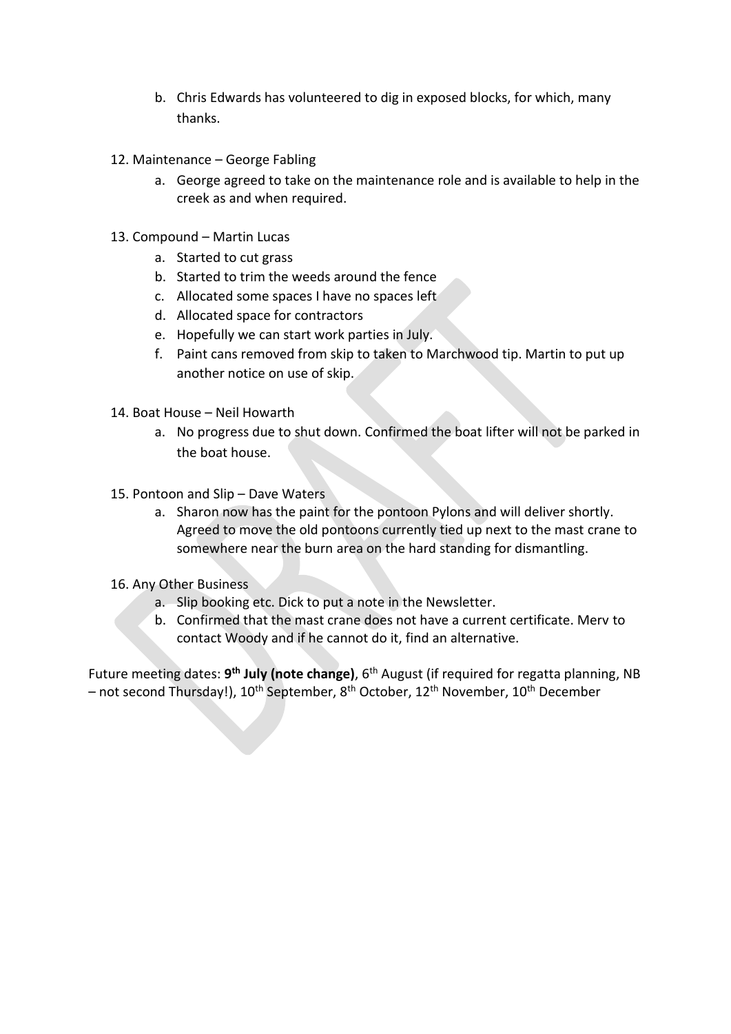b. Chris Edwards has volunteered to dig in exposed blocks, for which, many thanks.

12. Maintenance – George Fabling
    a. George agreed to take on the maintenance role and is available to help in the creek as and when required.

13. Compound – Martin Lucas
    a. Started to cut grass
    b. Started to trim the weeds around the fence
    c. Allocated some spaces I have no spaces left
    d. Allocated space for contractors
    e. Hopefully we can start work parties in July.
    f. Paint cans removed from skip to taken to Marchwood tip. Martin to put up another notice on use of skip.

14. Boat House – Neil Howarth
    a. No progress due to shut down. Confirmed the boat lifter will not be parked in the boat house.

15. Pontoon and Slip – Dave Waters
    a. Sharon now has the paint for the pontoon Pylons and will deliver shortly. Agreed to move the old pontoons currently tied up next to the mast crane to somewhere near the burn area on the hard standing for dismantling.

16. Any Other Business
    a. Slip booking etc. Dick to put a note in the Newsletter.
    b. Confirmed that the mast crane does not have a current certificate. Merv to contact Woody and if he cannot do it, find an alternative.

Future meeting dates: **9th July (note change)**, 6th August (if required for regatta planning, NB – not second Thursday!), 10th September, 8th October, 12th November, 10th December